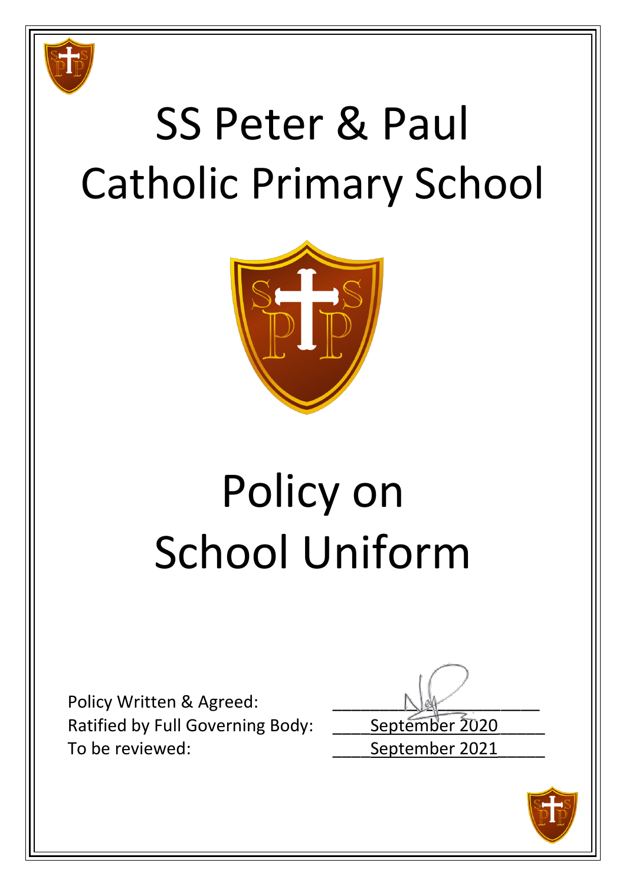# SS Peter & Paul Catholic Primary School

# Policy on School Uniform

Policy Written & Agreed:

Ratified by Full Governing Body: September 2020

To be reviewed: September 2021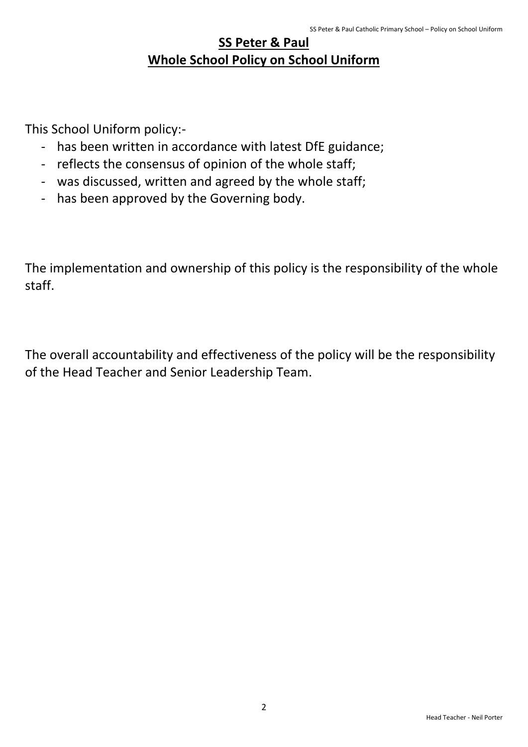# SS Peter & Paul

## Whole School Policy on School Uniform

This School Uniform policy:-

- has been written in accordance with latest DfE guidance;
- reflects the consensus of opinion of the whole staff;
- was discussed, written and agreed by the whole staff;
- has been approved by the Governing body.

The implementation and ownership of this policy is the responsibility of the whole staff.

The overall accountability and effectiveness of the policy will be the responsibility of the Head Teacher and Senior Leadership Team.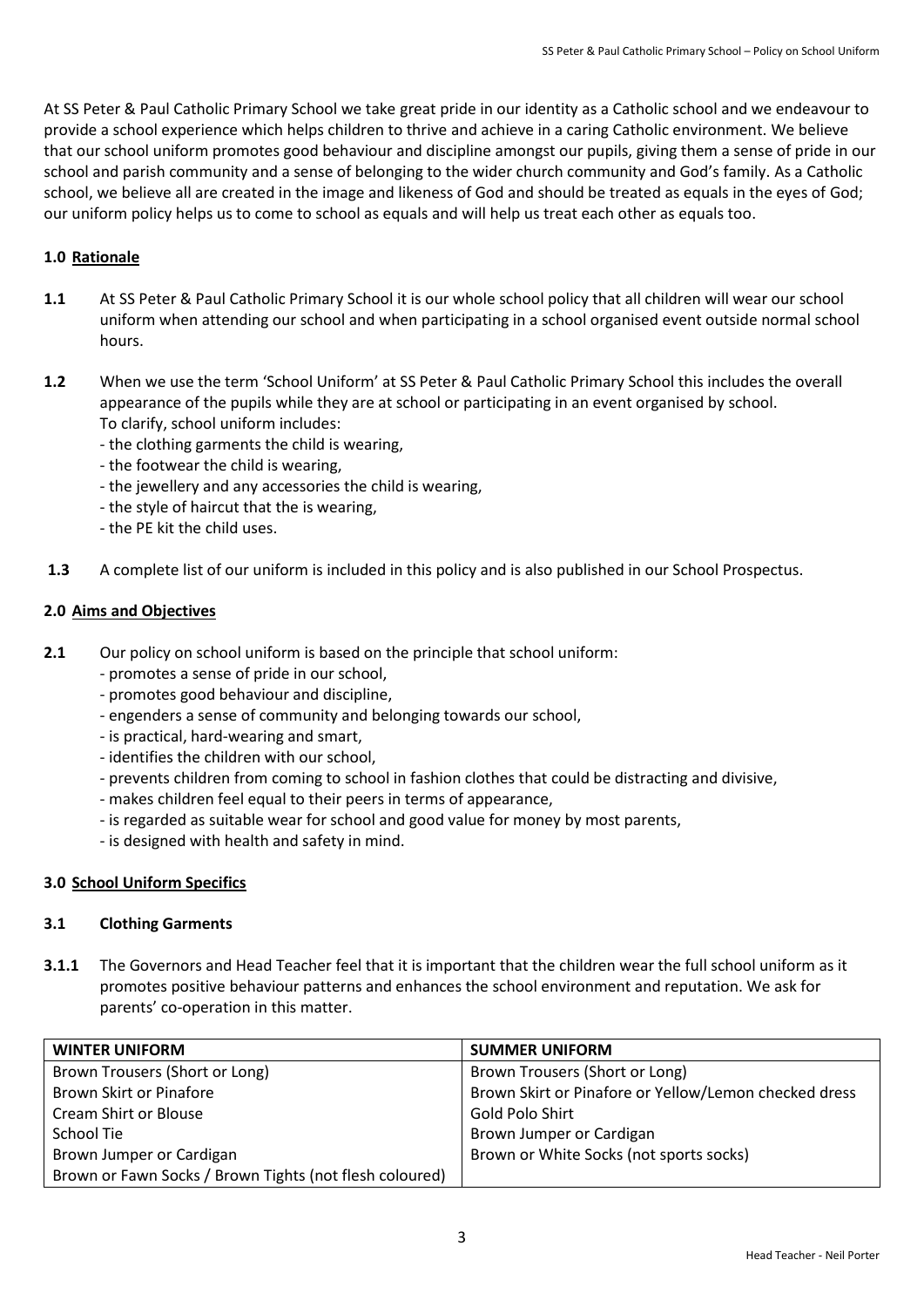At SS Peter & Paul Catholic Primary School we take great pride in our identity as a Catholic school and we endeavour to provide a school experience which helps children to thrive and achieve in a caring Catholic environment. We believe that our school uniform promotes good behaviour and discipline amongst our pupils, giving them a sense of pride in our school and parish community and a sense of belonging to the wider church community and God's family. As a Catholic school, we believe all are created in the image and likeness of God and should be treated as equals in the eyes of God; our uniform policy helps us to come to school as equals and will help us treat each other as equals too.

## 1.0 Rationale

**1.1** At SS Peter & Paul Catholic Primary School it is our whole school policy that all children will wear our school uniform when attending our school and when participating in a school organised event outside normal school hours.

**1.2** When we use the term 'School Uniform' at SS Peter & Paul Catholic Primary School this includes the overall appearance of the pupils while they are at school or participating in an event organised by school.
To clarify, school uniform includes:
- the clothing garments the child is wearing,
- the footwear the child is wearing,
- the jewellery and any accessories the child is wearing,
- the style of haircut that the is wearing,
- the PE kit the child uses.

**1.3** A complete list of our uniform is included in this policy and is also published in our School Prospectus.

## 2.0 Aims and Objectives

**2.1** Our policy on school uniform is based on the principle that school uniform:
- promotes a sense of pride in our school,
- promotes good behaviour and discipline,
- engenders a sense of community and belonging towards our school,
- is practical, hard-wearing and smart,
- identifies the children with our school,
- prevents children from coming to school in fashion clothes that could be distracting and divisive,
- makes children feel equal to their peers in terms of appearance,
- is regarded as suitable wear for school and good value for money by most parents,
- is designed with health and safety in mind.

## 3.0 School Uniform Specifics

### 3.1 Clothing Garments

**3.1.1** The Governors and Head Teacher feel that it is important that the children wear the full school uniform as it promotes positive behaviour patterns and enhances the school environment and reputation. We ask for parents' co-operation in this matter.

| WINTER UNIFORM | SUMMER UNIFORM |
|---|---|
| Brown Trousers (Short or Long) | Brown Trousers (Short or Long) |
| Brown Skirt or Pinafore | Brown Skirt or Pinafore or Yellow/Lemon checked dress |
| Cream Shirt or Blouse | Gold Polo Shirt |
| School Tie | Brown Jumper or Cardigan |
| Brown Jumper or Cardigan | Brown or White Socks (not sports socks) |
| Brown or Fawn Socks / Brown Tights (not flesh coloured) | |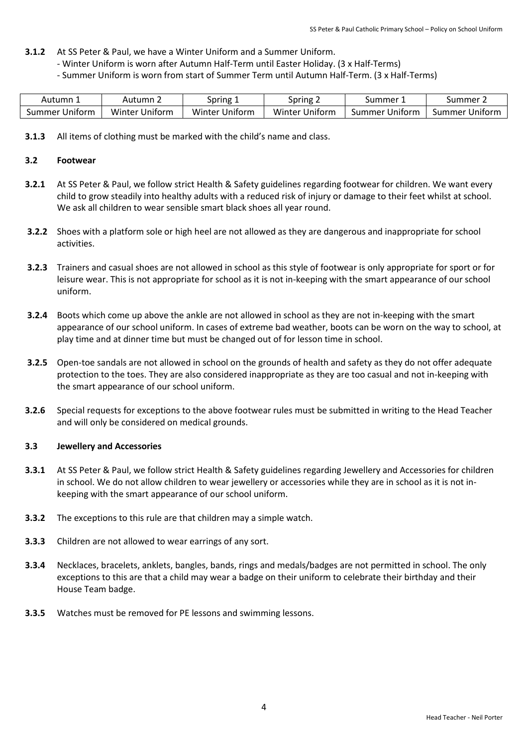**3.1.2** At SS Peter & Paul, we have a Winter Uniform and a Summer Uniform.

- Winter Uniform is worn after Autumn Half-Term until Easter Holiday. (3 x Half-Terms)
- Summer Uniform is worn from start of Summer Term until Autumn Half-Term. (3 x Half-Terms)

| Autumn 1 | Autumn 2 | Spring 1 | Spring 2 | Summer 1 | Summer 2 |
| --- | --- | --- | --- | --- | --- |
| Summer Uniform | Winter Uniform | Winter Uniform | Winter Uniform | Summer Uniform | Summer Uniform |

**3.1.3** All items of clothing must be marked with the child's name and class.

### 3.2 Footwear

**3.2.1** At SS Peter & Paul, we follow strict Health & Safety guidelines regarding footwear for children. We want every child to grow steadily into healthy adults with a reduced risk of injury or damage to their feet whilst at school. We ask all children to wear sensible smart black shoes all year round.

**3.2.2** Shoes with a platform sole or high heel are not allowed as they are dangerous and inappropriate for school activities.

**3.2.3** Trainers and casual shoes are not allowed in school as this style of footwear is only appropriate for sport or for leisure wear. This is not appropriate for school as it is not in-keeping with the smart appearance of our school uniform.

**3.2.4** Boots which come up above the ankle are not allowed in school as they are not in-keeping with the smart appearance of our school uniform. In cases of extreme bad weather, boots can be worn on the way to school, at play time and at dinner time but must be changed out of for lesson time in school.

**3.2.5** Open-toe sandals are not allowed in school on the grounds of health and safety as they do not offer adequate protection to the toes. They are also considered inappropriate as they are too casual and not in-keeping with the smart appearance of our school uniform.

**3.2.6** Special requests for exceptions to the above footwear rules must be submitted in writing to the Head Teacher and will only be considered on medical grounds.

### 3.3 Jewellery and Accessories

**3.3.1** At SS Peter & Paul, we follow strict Health & Safety guidelines regarding Jewellery and Accessories for children in school. We do not allow children to wear jewellery or accessories while they are in school as it is not in-keeping with the smart appearance of our school uniform.

**3.3.2** The exceptions to this rule are that children may a simple watch.

**3.3.3** Children are not allowed to wear earrings of any sort.

**3.3.4** Necklaces, bracelets, anklets, bangles, bands, rings and medals/badges are not permitted in school. The only exceptions to this are that a child may wear a badge on their uniform to celebrate their birthday and their House Team badge.

**3.3.5** Watches must be removed for PE lessons and swimming lessons.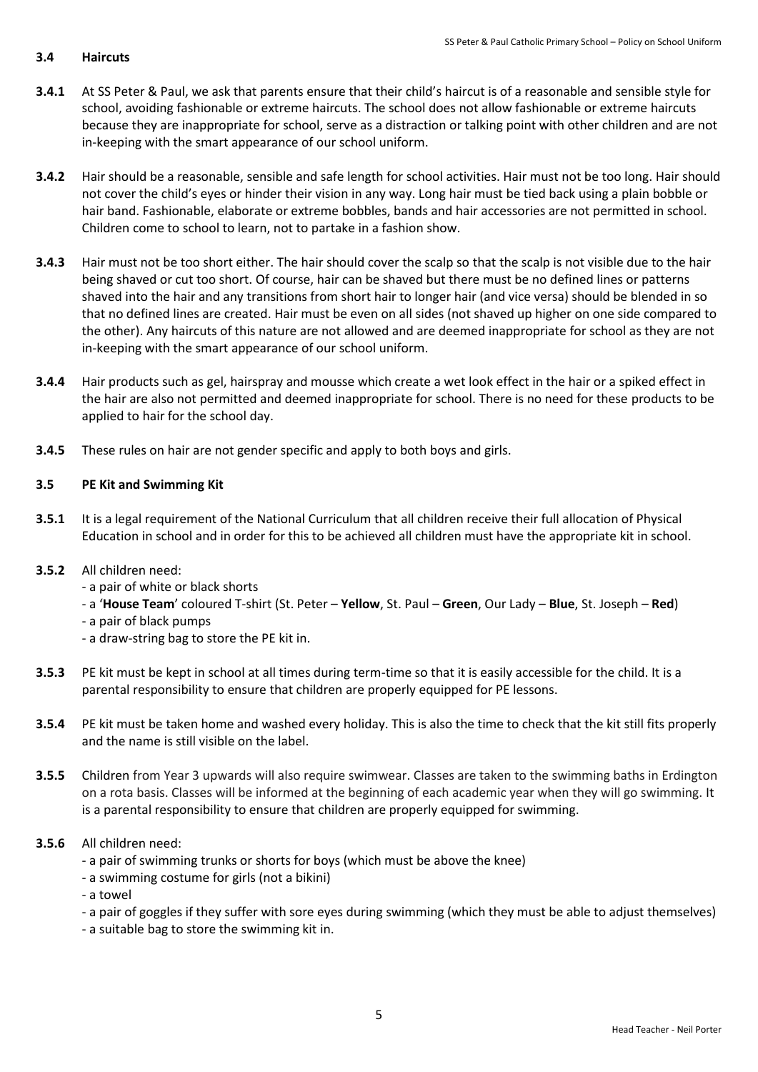### 3.4 Haircuts

**3.4.1** At SS Peter & Paul, we ask that parents ensure that their child's haircut is of a reasonable and sensible style for school, avoiding fashionable or extreme haircuts. The school does not allow fashionable or extreme haircuts because they are inappropriate for school, serve as a distraction or talking point with other children and are not in-keeping with the smart appearance of our school uniform.

**3.4.2** Hair should be a reasonable, sensible and safe length for school activities. Hair must not be too long. Hair should not cover the child's eyes or hinder their vision in any way. Long hair must be tied back using a plain bobble or hair band. Fashionable, elaborate or extreme bobbles, bands and hair accessories are not permitted in school. Children come to school to learn, not to partake in a fashion show.

**3.4.3** Hair must not be too short either. The hair should cover the scalp so that the scalp is not visible due to the hair being shaved or cut too short. Of course, hair can be shaved but there must be no defined lines or patterns shaved into the hair and any transitions from short hair to longer hair (and vice versa) should be blended in so that no defined lines are created. Hair must be even on all sides (not shaved up higher on one side compared to the other). Any haircuts of this nature are not allowed and are deemed inappropriate for school as they are not in-keeping with the smart appearance of our school uniform.

**3.4.4** Hair products such as gel, hairspray and mousse which create a wet look effect in the hair or a spiked effect in the hair are also not permitted and deemed inappropriate for school. There is no need for these products to be applied to hair for the school day.

**3.4.5** These rules on hair are not gender specific and apply to both boys and girls.

### 3.5 PE Kit and Swimming Kit

**3.5.1** It is a legal requirement of the National Curriculum that all children receive their full allocation of Physical Education in school and in order for this to be achieved all children must have the appropriate kit in school.

**3.5.2** All children need:

- a pair of white or black shorts
- a '**House Team**' coloured T-shirt (St. Peter – **Yellow**, St. Paul – **Green**, Our Lady – **Blue**, St. Joseph – **Red**)
- a pair of black pumps
- a draw-string bag to store the PE kit in.

**3.5.3** PE kit must be kept in school at all times during term-time so that it is easily accessible for the child. It is a parental responsibility to ensure that children are properly equipped for PE lessons.

**3.5.4** PE kit must be taken home and washed every holiday. This is also the time to check that the kit still fits properly and the name is still visible on the label.

**3.5.5** Children from Year 3 upwards will also require swimwear. Classes are taken to the swimming baths in Erdington on a rota basis. Classes will be informed at the beginning of each academic year when they will go swimming. It is a parental responsibility to ensure that children are properly equipped for swimming.

**3.5.6** All children need:

- a pair of swimming trunks or shorts for boys (which must be above the knee)
- a swimming costume for girls (not a bikini)
- a towel
- a pair of goggles if they suffer with sore eyes during swimming (which they must be able to adjust themselves)
- a suitable bag to store the swimming kit in.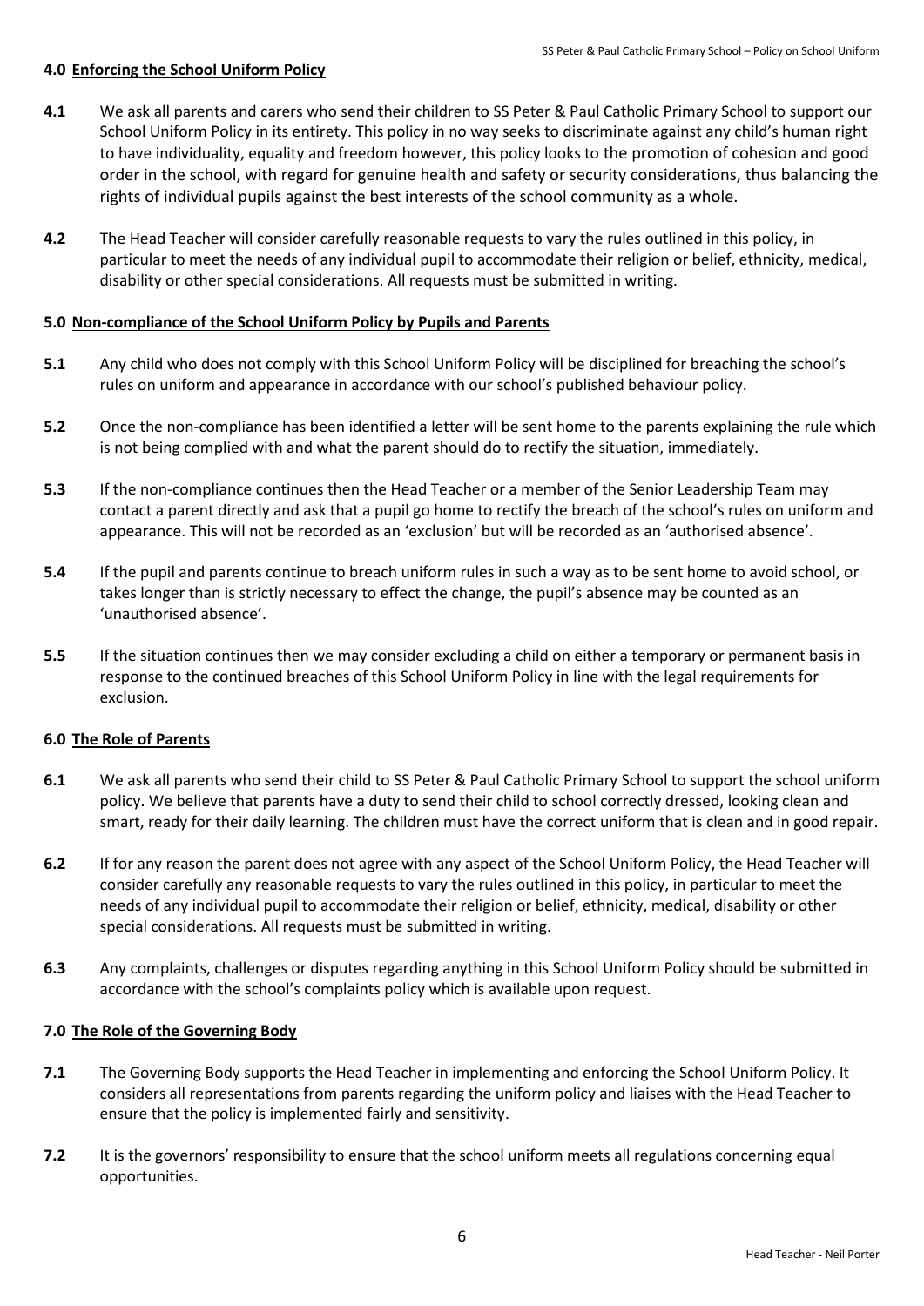## 4.0 Enforcing the School Uniform Policy

**4.1** We ask all parents and carers who send their children to SS Peter & Paul Catholic Primary School to support our School Uniform Policy in its entirety. This policy in no way seeks to discriminate against any child's human right to have individuality, equality and freedom however, this policy looks to the promotion of cohesion and good order in the school, with regard for genuine health and safety or security considerations, thus balancing the rights of individual pupils against the best interests of the school community as a whole.

**4.2** The Head Teacher will consider carefully reasonable requests to vary the rules outlined in this policy, in particular to meet the needs of any individual pupil to accommodate their religion or belief, ethnicity, medical, disability or other special considerations. All requests must be submitted in writing.

## 5.0 Non-compliance of the School Uniform Policy by Pupils and Parents

**5.1** Any child who does not comply with this School Uniform Policy will be disciplined for breaching the school's rules on uniform and appearance in accordance with our school's published behaviour policy.

**5.2** Once the non-compliance has been identified a letter will be sent home to the parents explaining the rule which is not being complied with and what the parent should do to rectify the situation, immediately.

**5.3** If the non-compliance continues then the Head Teacher or a member of the Senior Leadership Team may contact a parent directly and ask that a pupil go home to rectify the breach of the school's rules on uniform and appearance. This will not be recorded as an 'exclusion' but will be recorded as an 'authorised absence'.

**5.4** If the pupil and parents continue to breach uniform rules in such a way as to be sent home to avoid school, or takes longer than is strictly necessary to effect the change, the pupil's absence may be counted as an 'unauthorised absence'.

**5.5** If the situation continues then we may consider excluding a child on either a temporary or permanent basis in response to the continued breaches of this School Uniform Policy in line with the legal requirements for exclusion.

## 6.0 The Role of Parents

**6.1** We ask all parents who send their child to SS Peter & Paul Catholic Primary School to support the school uniform policy. We believe that parents have a duty to send their child to school correctly dressed, looking clean and smart, ready for their daily learning. The children must have the correct uniform that is clean and in good repair.

**6.2** If for any reason the parent does not agree with any aspect of the School Uniform Policy, the Head Teacher will consider carefully any reasonable requests to vary the rules outlined in this policy, in particular to meet the needs of any individual pupil to accommodate their religion or belief, ethnicity, medical, disability or other special considerations. All requests must be submitted in writing.

**6.3** Any complaints, challenges or disputes regarding anything in this School Uniform Policy should be submitted in accordance with the school's complaints policy which is available upon request.

## 7.0 The Role of the Governing Body

**7.1** The Governing Body supports the Head Teacher in implementing and enforcing the School Uniform Policy. It considers all representations from parents regarding the uniform policy and liaises with the Head Teacher to ensure that the policy is implemented fairly and sensitivity.

**7.2** It is the governors' responsibility to ensure that the school uniform meets all regulations concerning equal opportunities.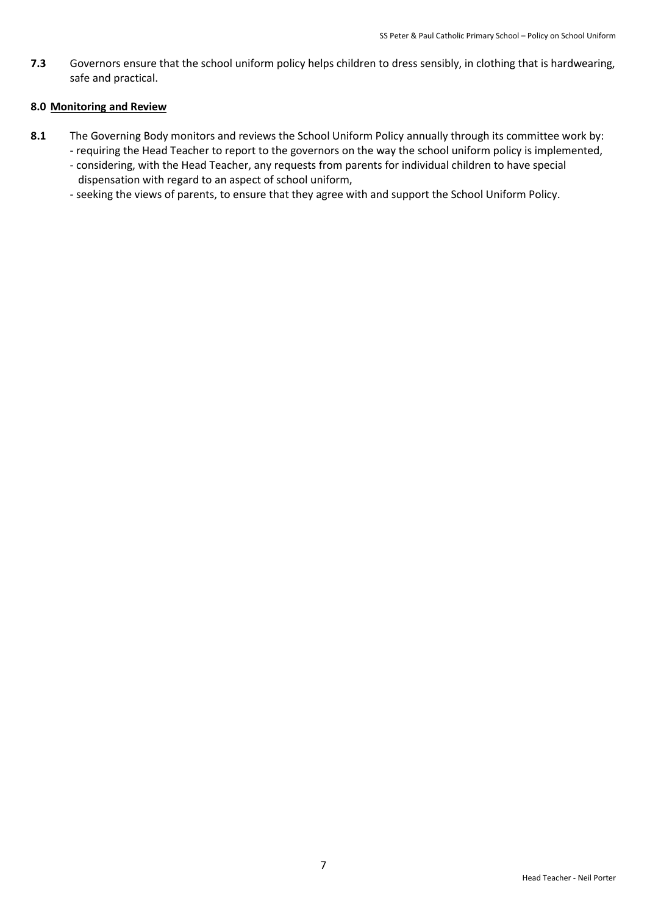**7.3** Governors ensure that the school uniform policy helps children to dress sensibly, in clothing that is hardwearing, safe and practical.

## 8.0 Monitoring and Review

**8.1** The Governing Body monitors and reviews the School Uniform Policy annually through its committee work by:
- requiring the Head Teacher to report to the governors on the way the school uniform policy is implemented,
- considering, with the Head Teacher, any requests from parents for individual children to have special dispensation with regard to an aspect of school uniform,
- seeking the views of parents, to ensure that they agree with and support the School Uniform Policy.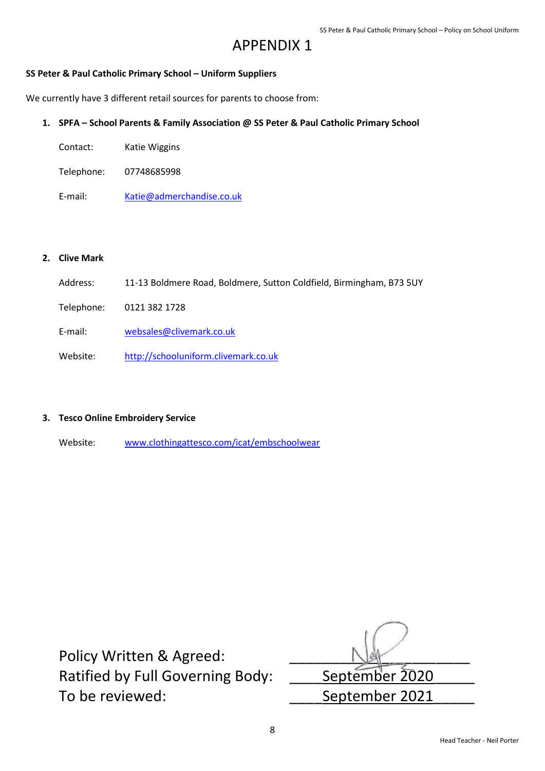# APPENDIX 1

**SS Peter & Paul Catholic Primary School – Uniform Suppliers**

We currently have 3 different retail sources for parents to choose from:

1. **SPFA – School Parents & Family Association @ SS Peter & Paul Catholic Primary School**

   Contact: Katie Wiggins

   Telephone: 07748685998

   E-mail: Katie@admerchandise.co.uk

2. **Clive Mark**

   Address: 11-13 Boldmere Road, Boldmere, Sutton Coldfield, Birmingham, B73 5UY

   Telephone: 0121 382 1728

   E-mail: websales@clivemark.co.uk

   Website: http://schooluniform.clivemark.co.uk

3. **Tesco Online Embroidery Service**

   Website: www.clothingattesco.com/icat/embschoolwear

Policy Written & Agreed: ____________________

Ratified by Full Governing Body: September 2020

To be reviewed: September 2021

Head Teacher - Neil Porter